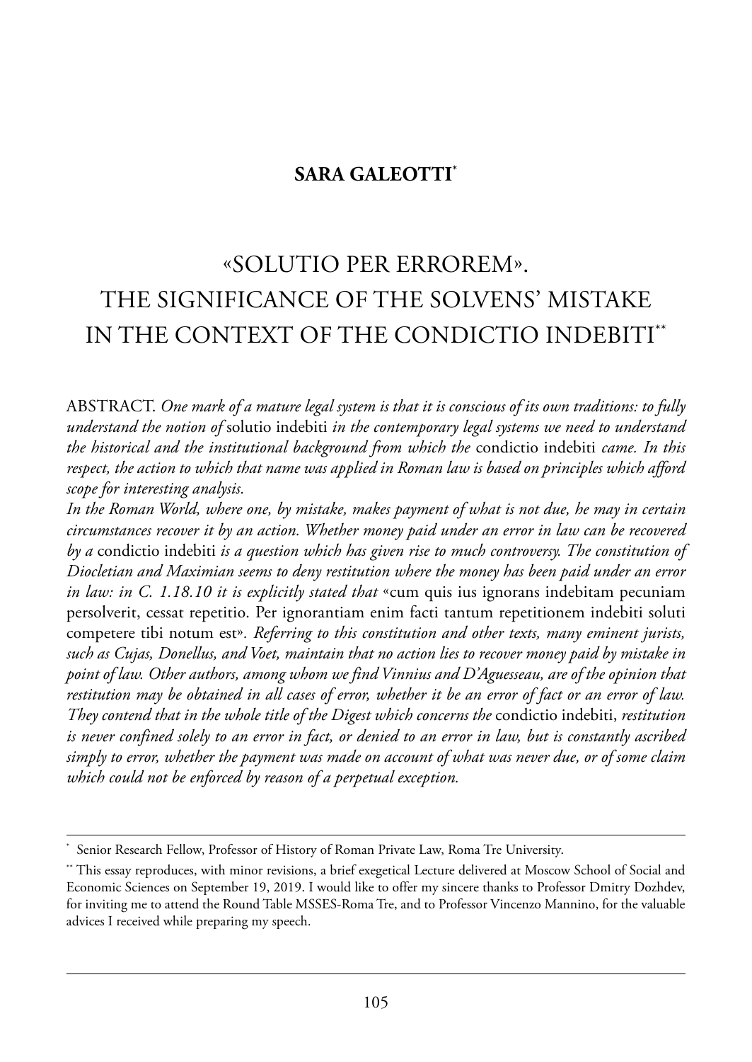**SARA GALEOTTI**[*]

# «SOLUTIO PER ERROREM». THE SIGNIFICANCE OF THE SOLVENS' MISTAKE IN THE CONTEXT OF THE CONDICTIO INDEBITI[**]

ABSTRACT. *One mark of a mature legal system is that it is conscious of its own traditions: to fully understand the notion of* solutio indebiti *in the contemporary legal systems we need to understand the historical and the institutional background from which the* condictio indebiti *came. In this respect, the action to which that name was applied in Roman law is based on principles which afford scope for interesting analysis.*

*In the Roman World, where one, by mistake, makes payment of what is not due, he may in certain circumstances recover it by an action. Whether money paid under an error in law can be recovered by a* condictio indebiti *is a question which has given rise to much controversy. The constitution of Diocletian and Maximian seems to deny restitution where the money has been paid under an error in law: in C. 1.18.10 it is explicitly stated that* «cum quis ius ignorans indebitam pecuniam persolverit, cessat repetitio. Per ignorantiam enim facti tantum repetitionem indebiti soluti competere tibi notum est». *Referring to this constitution and other texts, many eminent jurists, such as Cujas, Donellus, and Voet, maintain that no action lies to recover money paid by mistake in point of law. Other authors, among whom we find Vinnius and D'Aguesseau, are of the opinion that restitution may be obtained in all cases of error, whether it be an error of fact or an error of law. They contend that in the whole title of the Digest which concerns the* condictio indebiti, *restitution is never confined solely to an error in fact, or denied to an error in law, but is constantly ascribed simply to error, whether the payment was made on account of what was never due, or of some claim which could not be enforced by reason of a perpetual exception.*

---

[*] Senior Research Fellow, Professor of History of Roman Private Law, Roma Tre University.

[**] This essay reproduces, with minor revisions, a brief exegetical Lecture delivered at Moscow School of Social and Economic Sciences on September 19, 2019. I would like to offer my sincere thanks to Professor Dmitry Dozhdev, for inviting me to attend the Round Table MSSES-Roma Tre, and to Professor Vincenzo Mannino, for the valuable advices I received while preparing my speech.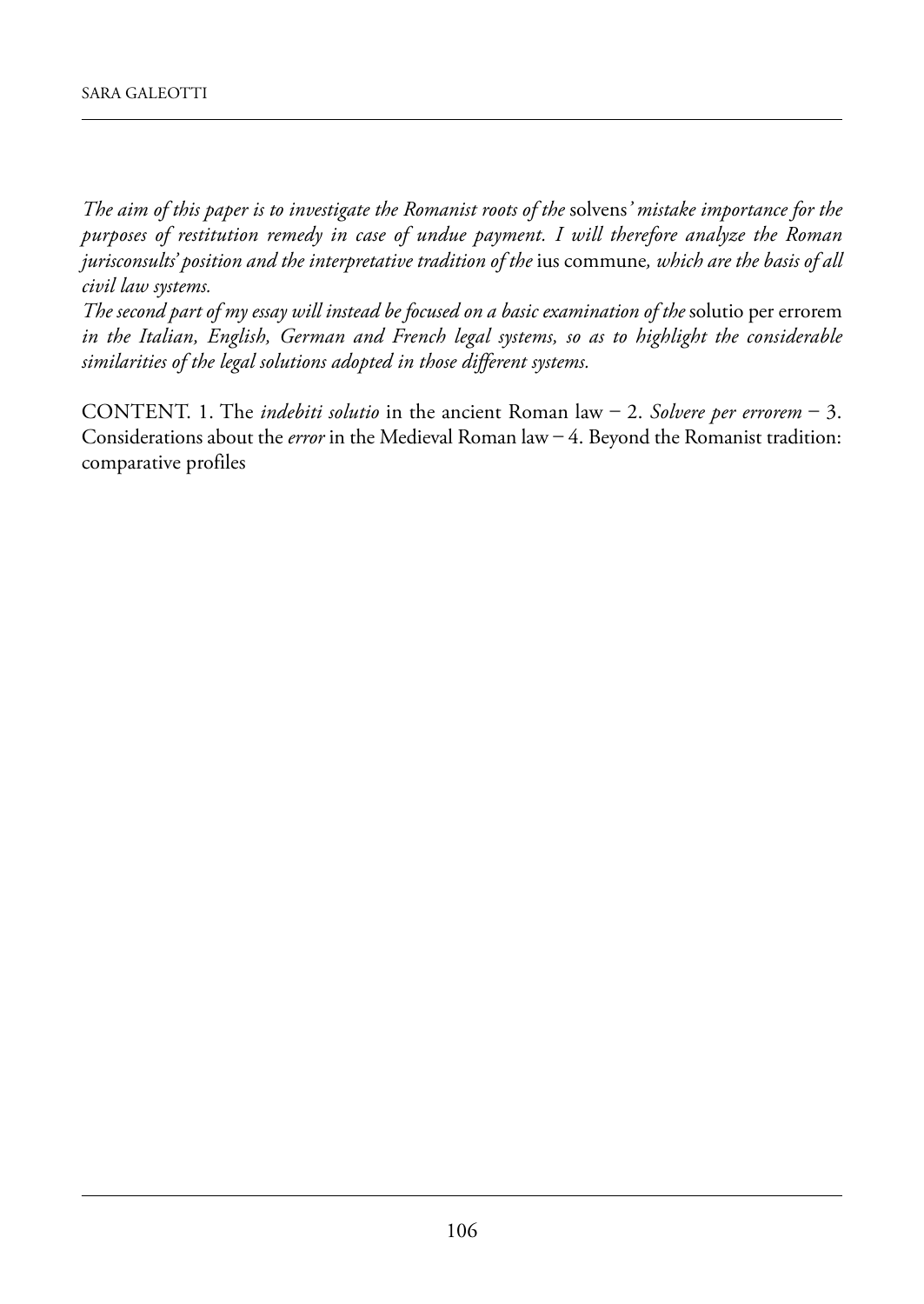*The aim of this paper is to investigate the Romanist roots of the* solvens*' mistake importance for the purposes of restitution remedy in case of undue payment. I will therefore analyze the Roman jurisconsults' position and the interpretative tradition of the* ius commune*, which are the basis of all civil law systems.*

*The second part of my essay will instead be focused on a basic examination of the* solutio per errorem *in the Italian, English, German and French legal systems, so as to highlight the considerable similarities of the legal solutions adopted in those different systems.*

CONTENT. 1. The *indebiti solutio* in the ancient Roman law – 2. *Solvere per errorem* – 3. Considerations about the *error* in the Medieval Roman law – 4. Beyond the Romanist tradition: comparative profiles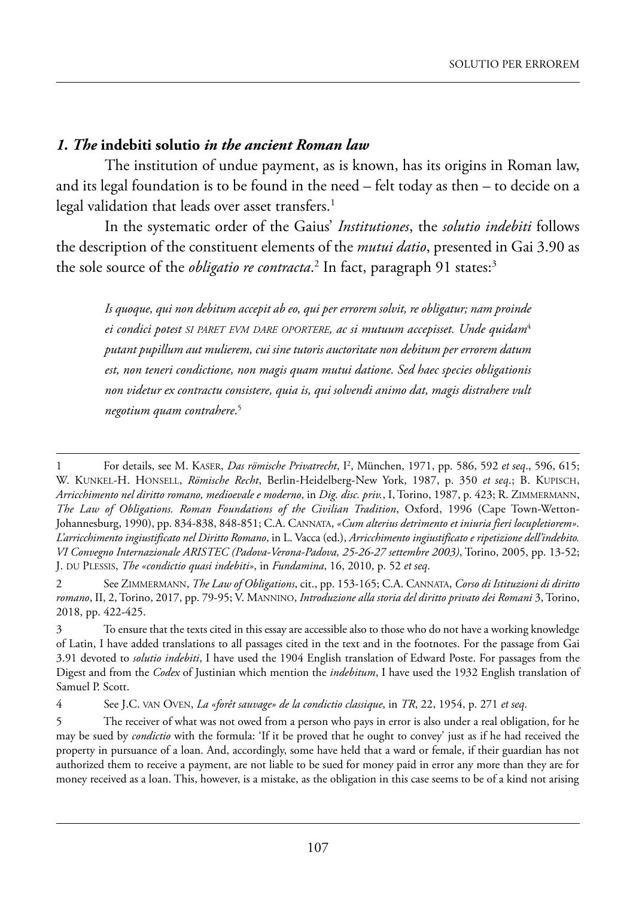## *1. The* **indebiti solutio** *in the ancient Roman law*

The institution of undue payment, as is known, has its origins in Roman law, and its legal foundation is to be found in the need – felt today as then – to decide on a legal validation that leads over asset transfers.[1]

In the systematic order of the Gaius' *Institutiones*, the *solutio indebiti* follows the description of the constituent elements of the *mutui datio*, presented in Gai 3.90 as the sole source of the *obligatio re contracta*.[2] In fact, paragraph 91 states:[3]

> *Is quoque, qui non debitum accepit ab eo, qui per errorem solvit, re obligatur; nam proinde ei condici potest SI PARET EVM DARE OPORTERE, ac si mutuum accepisset. Unde quidam*[4] *putant pupillum aut mulierem, cui sine tutoris auctoritate non debitum per errorem datum est, non teneri condictione, non magis quam mutui datione. Sed haec species obligationis non videtur ex contractu consistere, quia is, qui solvendi animo dat, magis distrahere vult negotium quam contrahere*.[5]

---

1 For details, see M. KASER, *Das römische Privatrecht*, I², München, 1971, pp. 586, 592 *et seq*., 596, 615; W. KUNKEL-H. HONSELL, *Römische Recht*, Berlin-Heidelberg-New York, 1987, p. 350 *et seq*.; B. KUPISCH, *Arricchimento nel diritto romano, medioevale e moderno*, in *Dig. disc. priv.*, I, Torino, 1987, p. 423; R. ZIMMERMANN, *The Law of Obligations. Roman Foundations of the Civilian Tradition*, Oxford, 1996 (Cape Town-Wetton-Johannesburg, 1990), pp. 834-838, 848-851; C.A. CANNATA, *«Cum alterius detrimento et iniuria fieri locupletiorem». L'arricchimento ingiustificato nel Diritto Romano*, in L. Vacca (ed.), *Arricchimento ingiustificato e ripetizione dell'indebito. VI Convegno Internazionale ARISTEC (Padova-Verona-Padova, 25-26-27 settembre 2003)*, Torino, 2005, pp. 13-52; J. DU PLESSIS, *The «condictio quasi indebiti»*, in *Fundamina*, 16, 2010, p. 52 *et seq*.

2 See ZIMMERMANN, *The Law of Obligations*, cit., pp. 153-165; C.A. CANNATA, *Corso di Istituzioni di diritto romano*, II, 2, Torino, 2017, pp. 79-95; V. MANNINO, *Introduzione alla storia del diritto privato dei Romani* 3, Torino, 2018, pp. 422-425.

3 To ensure that the texts cited in this essay are accessible also to those who do not have a working knowledge of Latin, I have added translations to all passages cited in the text and in the footnotes. For the passage from Gai 3.91 devoted to *solutio indebiti*, I have used the 1904 English translation of Edward Poste. For passages from the Digest and from the *Codex* of Justinian which mention the *indebitum*, I have used the 1932 English translation of Samuel P. Scott.

4 See J.C. VAN OVEN, *La «forêt sauvage» de la condictio classique*, in *TR*, 22, 1954, p. 271 *et seq*.

5 The receiver of what was not owed from a person who pays in error is also under a real obligation, for he may be sued by *condictio* with the formula: 'If it be proved that he ought to convey' just as if he had received the property in pursuance of a loan. And, accordingly, some have held that a ward or female, if their guardian has not authorized them to receive a payment, are not liable to be sued for money paid in error any more than they are for money received as a loan. This, however, is a mistake, as the obligation in this case seems to be of a kind not arising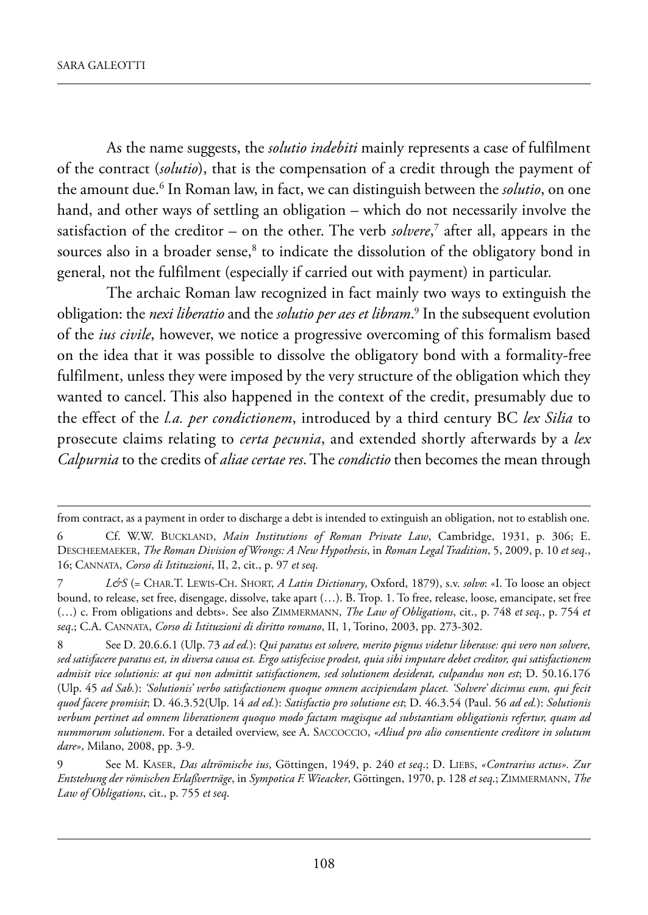As the name suggests, the *solutio indebiti* mainly represents a case of fulfilment of the contract (*solutio*), that is the compensation of a credit through the payment of the amount due.[6] In Roman law, in fact, we can distinguish between the *solutio*, on one hand, and other ways of settling an obligation – which do not necessarily involve the satisfaction of the creditor – on the other. The verb *solvere*,[7] after all, appears in the sources also in a broader sense,[8] to indicate the dissolution of the obligatory bond in general, not the fulfilment (especially if carried out with payment) in particular.

The archaic Roman law recognized in fact mainly two ways to extinguish the obligation: the *nexi liberatio* and the *solutio per aes et libram*.[9] In the subsequent evolution of the *ius civile*, however, we notice a progressive overcoming of this formalism based on the idea that it was possible to dissolve the obligatory bond with a formality-free fulfilment, unless they were imposed by the very structure of the obligation which they wanted to cancel. This also happened in the context of the credit, presumably due to the effect of the *l.a. per condictionem*, introduced by a third century BC *lex Silia* to prosecute claims relating to *certa pecunia*, and extended shortly afterwards by a *lex Calpurnia* to the credits of *aliae certae res*. The *condictio* then becomes the mean through

---

from contract, as a payment in order to discharge a debt is intended to extinguish an obligation, not to establish one.

6 Cf. W.W. Buckland, *Main Institutions of Roman Private Law*, Cambridge, 1931, p. 306; E. Descheemaeker, *The Roman Division of Wrongs: A New Hypothesis*, in *Roman Legal Tradition*, 5, 2009, p. 10 *et seq*., 16; Cannata, *Corso di Istituzioni*, II, 2, cit., p. 97 *et seq*.

7 *L&S* (= Char.T. Lewis-Ch. Short, *A Latin Dictionary*, Oxford, 1879), s.v. *solvo*: «I. To loose an object bound, to release, set free, disengage, dissolve, take apart (…). B. Trop. 1. To free, release, loose, emancipate, set free (…) c. From obligations and debts». See also Zimmermann, *The Law of Obligations*, cit., p. 748 *et seq*., p. 754 *et seq*.; C.A. Cannata, *Corso di Istituzioni di diritto romano*, II, 1, Torino, 2003, pp. 273-302.

8 See D. 20.6.6.1 (Ulp. 73 *ad ed.*): *Qui paratus est solvere, merito pignus videtur liberasse: qui vero non solvere, sed satisfacere paratus est, in diversa causa est. Ergo satisfecisse prodest, quia sibi imputare debet creditor, qui satisfactionem admisit vice solutionis: at qui non admittit satisfactionem, sed solutionem desiderat, culpandus non est*; D. 50.16.176 (Ulp. 45 *ad Sab.*): *'Solutionis' verbo satisfactionem quoque omnem accipiendam placet. 'Solvere' dicimus eum, qui fecit quod facere promisit*; D. 46.3.52(Ulp. 14 *ad ed.*): *Satisfactio pro solutione est*; D. 46.3.54 (Paul. 56 *ad ed.*): *Solutionis verbum pertinet ad omnem liberationem quoquo modo factam magisque ad substantiam obligationis refertur, quam ad nummorum solutionem*. For a detailed overview, see A. Saccoccio, *«Aliud pro alio consentiente creditore in solutum dare»*, Milano, 2008, pp. 3-9.

9 See M. Kaser, *Das altrömische ius*, Göttingen, 1949, p. 240 *et seq*.; D. Liebs, *«Contrarius actus». Zur Entstehung der römischen Erlaßverträge*, in *Sympotica F. Wieacker*, Göttingen, 1970, p. 128 *et seq*.; Zimmermann, *The Law of Obligations*, cit., p. 755 *et seq*.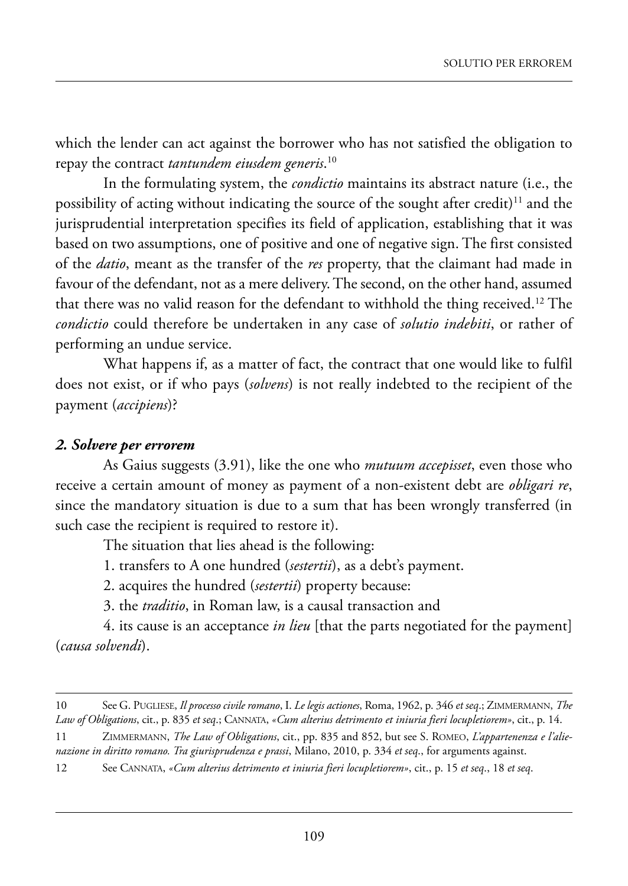which the lender can act against the borrower who has not satisfied the obligation to repay the contract *tantundem eiusdem generis*.[10]

In the formulating system, the *condictio* maintains its abstract nature (i.e., the possibility of acting without indicating the source of the sought after credit)[11] and the jurisprudential interpretation specifies its field of application, establishing that it was based on two assumptions, one of positive and one of negative sign. The first consisted of the *datio*, meant as the transfer of the *res* property, that the claimant had made in favour of the defendant, not as a mere delivery. The second, on the other hand, assumed that there was no valid reason for the defendant to withhold the thing received.[12] The *condictio* could therefore be undertaken in any case of *solutio indebiti*, or rather of performing an undue service.

What happens if, as a matter of fact, the contract that one would like to fulfil does not exist, or if who pays (*solvens*) is not really indebted to the recipient of the payment (*accipiens*)?

### *2. Solvere per errorem*

As Gaius suggests (3.91), like the one who *mutuum accepisset*, even those who receive a certain amount of money as payment of a non-existent debt are *obligari re*, since the mandatory situation is due to a sum that has been wrongly transferred (in such case the recipient is required to restore it).

The situation that lies ahead is the following:

1. transfers to A one hundred (*sestertii*), as a debt's payment.

2. acquires the hundred (*sestertii*) property because:

3. the *traditio*, in Roman law, is a causal transaction and

4. its cause is an acceptance *in lieu* [that the parts negotiated for the payment] (*causa solvendi*).

---

10 See G. Pugliese, *Il processo civile romano*, I. *Le legis actiones*, Roma, 1962, p. 346 *et seq*.; Zimmermann, *The Law of Obligations*, cit., p. 835 *et seq*.; Cannata, *«Cum alterius detrimento et iniuria fieri locupletiorem»*, cit., p. 14.

11 Zimmermann, *The Law of Obligations*, cit., pp. 835 and 852, but see S. Romeo, *L'appartenenza e l'alienazione in diritto romano. Tra giurisprudenza e prassi*, Milano, 2010, p. 334 *et seq*., for arguments against.

12 See Cannata, *«Cum alterius detrimento et iniuria fieri locupletiorem»*, cit., p. 15 *et seq*., 18 *et seq*.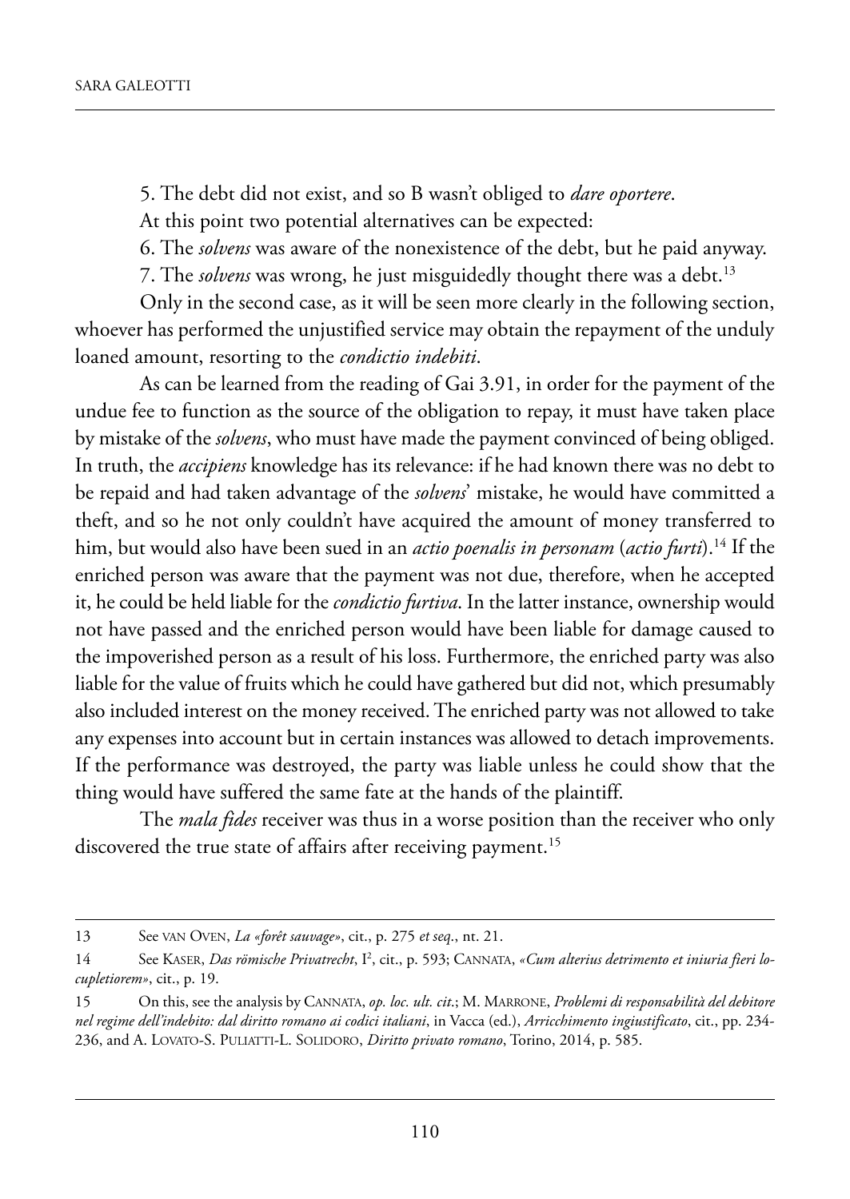5. The debt did not exist, and so B wasn't obliged to *dare oportere*.

At this point two potential alternatives can be expected:

6. The *solvens* was aware of the nonexistence of the debt, but he paid anyway.

7. The *solvens* was wrong, he just misguidedly thought there was a debt.[13]

Only in the second case, as it will be seen more clearly in the following section, whoever has performed the unjustified service may obtain the repayment of the unduly loaned amount, resorting to the *condictio indebiti*.

As can be learned from the reading of Gai 3.91, in order for the payment of the undue fee to function as the source of the obligation to repay, it must have taken place by mistake of the *solvens*, who must have made the payment convinced of being obliged. In truth, the *accipiens* knowledge has its relevance: if he had known there was no debt to be repaid and had taken advantage of the *solvens*' mistake, he would have committed a theft, and so he not only couldn't have acquired the amount of money transferred to him, but would also have been sued in an *actio poenalis in personam* (*actio furti*).[14] If the enriched person was aware that the payment was not due, therefore, when he accepted it, he could be held liable for the *condictio furtiva*. In the latter instance, ownership would not have passed and the enriched person would have been liable for damage caused to the impoverished person as a result of his loss. Furthermore, the enriched party was also liable for the value of fruits which he could have gathered but did not, which presumably also included interest on the money received. The enriched party was not allowed to take any expenses into account but in certain instances was allowed to detach improvements. If the performance was destroyed, the party was liable unless he could show that the thing would have suffered the same fate at the hands of the plaintiff.

The *mala fides* receiver was thus in a worse position than the receiver who only discovered the true state of affairs after receiving payment.[15]

---

13 See VAN OVEN, *La «forêt sauvage»*, cit., p. 275 *et seq*., nt. 21.

14 See KASER, *Das römische Privatrecht*, I², cit., p. 593; CANNATA, *«Cum alterius detrimento et iniuria fieri locupletiorem»*, cit., p. 19.

15 On this, see the analysis by CANNATA, *op. loc. ult. cit*.; M. MARRONE, *Problemi di responsabilità del debitore nel regime dell'indebito: dal diritto romano ai codici italiani*, in Vacca (ed.), *Arricchimento ingiustificato*, cit., pp. 234-236, and A. LOVATO-S. PULIATTI-L. SOLIDORO, *Diritto privato romano*, Torino, 2014, p. 585.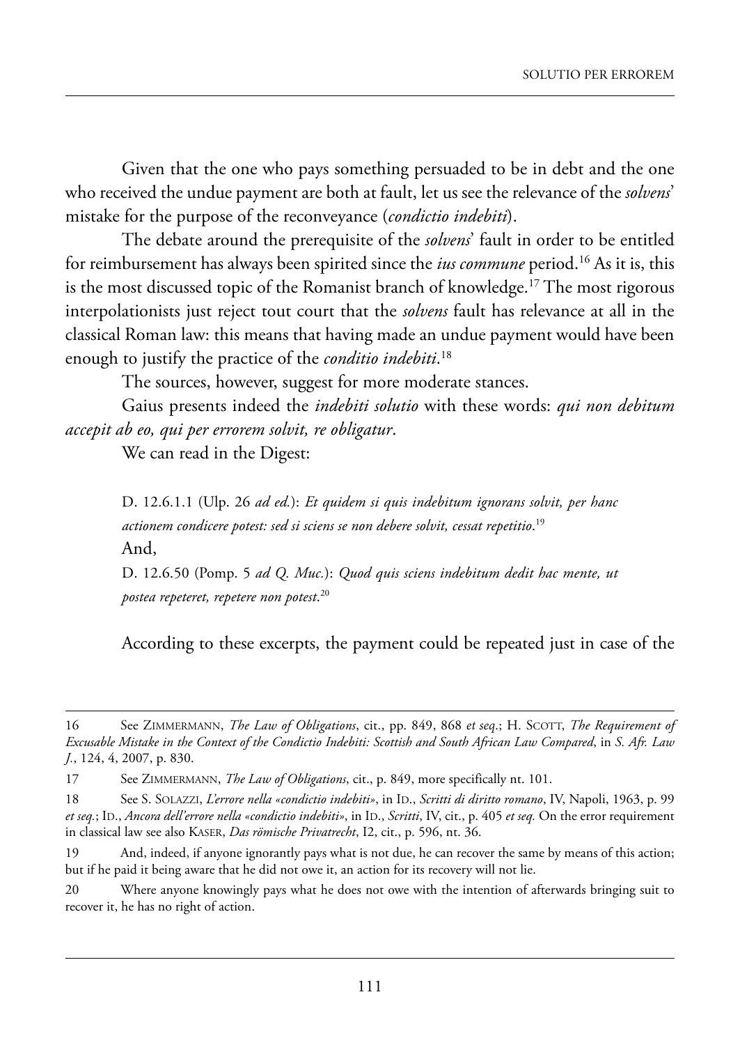Given that the one who pays something persuaded to be in debt and the one who received the undue payment are both at fault, let us see the relevance of the *solvens*' mistake for the purpose of the reconveyance (*condictio indebiti*).

The debate around the prerequisite of the *solvens*' fault in order to be entitled for reimbursement has always been spirited since the *ius commune* period.[16] As it is, this is the most discussed topic of the Romanist branch of knowledge.[17] The most rigorous interpolationists just reject tout court that the *solvens* fault has relevance at all in the classical Roman law: this means that having made an undue payment would have been enough to justify the practice of the *conditio indebiti*.[18]

The sources, however, suggest for more moderate stances.

Gaius presents indeed the *indebiti solutio* with these words: *qui non debitum accepit ab eo, qui per errorem solvit, re obligatur*.

We can read in the Digest:

> D. 12.6.1.1 (Ulp. 26 *ad ed.*): *Et quidem si quis indebitum ignorans solvit, per hanc actionem condicere potest: sed si sciens se non debere solvit, cessat repetitio*.[19]
>
> And,
>
> D. 12.6.50 (Pomp. 5 *ad Q. Muc.*): *Quod quis sciens indebitum dedit hac mente, ut postea repeteret, repetere non potest*.[20]

According to these excerpts, the payment could be repeated just in case of the

---

16 See ZIMMERMANN, *The Law of Obligations*, cit., pp. 849, 868 *et seq*.; H. SCOTT, *The Requirement of Excusable Mistake in the Context of the Condictio Indebiti: Scottish and South African Law Compared*, in *S. Afr. Law J.*, 124, 4, 2007, p. 830.

17 See ZIMMERMANN, *The Law of Obligations*, cit., p. 849, more specifically nt. 101.

18 See S. SOLAZZI, *L'errore nella «condictio indebiti»*, in ID., *Scritti di diritto romano*, IV, Napoli, 1963, p. 99 *et seq*.; ID., *Ancora dell'errore nella «condictio indebiti»*, in ID., *Scritti*, IV, cit., p. 405 *et seq.* On the error requirement in classical law see also KASER, *Das römische Privatrecht*, I2, cit., p. 596, nt. 36.

19 And, indeed, if anyone ignorantly pays what is not due, he can recover the same by means of this action; but if he paid it being aware that he did not owe it, an action for its recovery will not lie.

20 Where anyone knowingly pays what he does not owe with the intention of afterwards bringing suit to recover it, he has no right of action.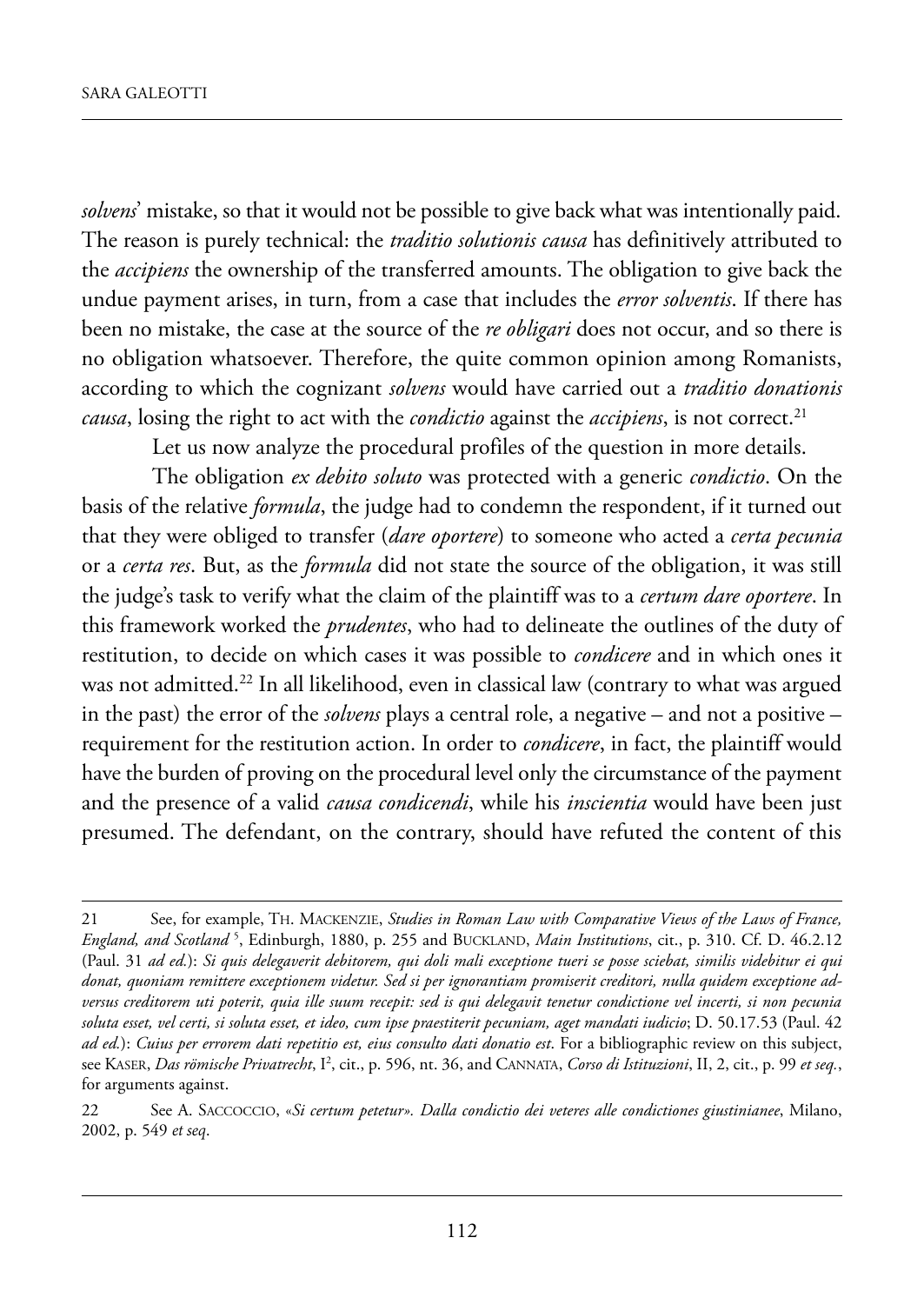*solvens*' mistake, so that it would not be possible to give back what was intentionally paid. The reason is purely technical: the *traditio solutionis causa* has definitively attributed to the *accipiens* the ownership of the transferred amounts. The obligation to give back the undue payment arises, in turn, from a case that includes the *error solventis*. If there has been no mistake, the case at the source of the *re obligari* does not occur, and so there is no obligation whatsoever. Therefore, the quite common opinion among Romanists, according to which the cognizant *solvens* would have carried out a *traditio donationis causa*, losing the right to act with the *condictio* against the *accipiens*, is not correct.[21]

Let us now analyze the procedural profiles of the question in more details.

The obligation *ex debito soluto* was protected with a generic *condictio*. On the basis of the relative *formula*, the judge had to condemn the respondent, if it turned out that they were obliged to transfer (*dare oportere*) to someone who acted a *certa pecunia* or a *certa res*. But, as the *formula* did not state the source of the obligation, it was still the judge's task to verify what the claim of the plaintiff was to a *certum dare oportere*. In this framework worked the *prudentes*, who had to delineate the outlines of the duty of restitution, to decide on which cases it was possible to *condicere* and in which ones it was not admitted.[22] In all likelihood, even in classical law (contrary to what was argued in the past) the error of the *solvens* plays a central role, a negative – and not a positive – requirement for the restitution action. In order to *condicere*, in fact, the plaintiff would have the burden of proving on the procedural level only the circumstance of the payment and the presence of a valid *causa condicendi*, while his *inscientia* would have been just presumed. The defendant, on the contrary, should have refuted the content of this

---

21 See, for example, TH. MACKENZIE, *Studies in Roman Law with Comparative Views of the Laws of France, England, and Scotland* [5], Edinburgh, 1880, p. 255 and BUCKLAND, *Main Institutions*, cit., p. 310. Cf. D. 46.2.12 (Paul. 31 *ad ed.*): *Si quis delegaverit debitorem, qui doli mali exceptione tueri se posse sciebat, similis videbitur ei qui donat, quoniam remittere exceptionem videtur. Sed si per ignorantiam promiserit creditori, nulla quidem exceptione adversus creditorem uti poterit, quia ille suum recepit: sed is qui delegavit tenetur condictione vel incerti, si non pecunia soluta esset, vel certi, si soluta esset, et ideo, cum ipse praestiterit pecuniam, aget mandati iudicio*; D. 50.17.53 (Paul. 42 *ad ed.*): *Cuius per errorem dati repetitio est, eius consulto dati donatio est*. For a bibliographic review on this subject, see KASER, *Das römische Privatrecht*, I[2], cit., p. 596, nt. 36, and CANNATA, *Corso di Istituzioni*, II, 2, cit., p. 99 *et seq.*, for arguments against.

22 See A. SACCOCCIO, «*Si certum petetur*». *Dalla condictio dei veteres alle condictiones giustinianee*, Milano, 2002, p. 549 *et seq*.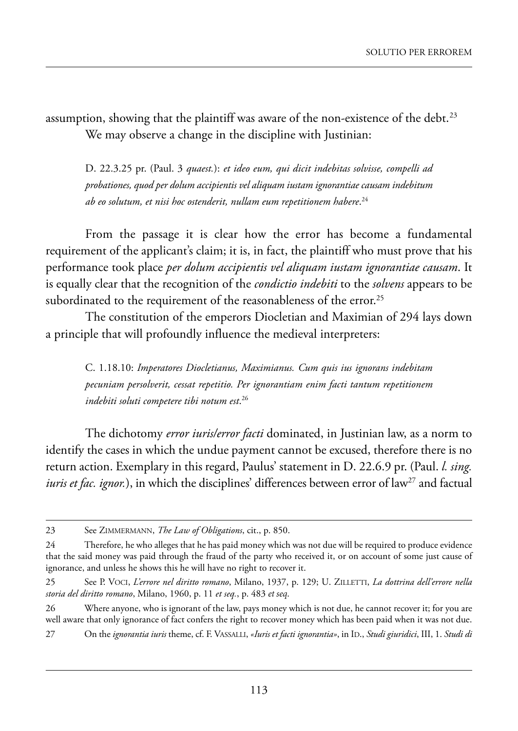assumption, showing that the plaintiff was aware of the non-existence of the debt.[23]

We may observe a change in the discipline with Justinian:

> D. 22.3.25 pr. (Paul. 3 *quaest.*): *et ideo eum, qui dicit indebitas solvisse, compelli ad probationes, quod per dolum accipientis vel aliquam iustam ignorantiae causam indebitum ab eo solutum, et nisi hoc ostenderit, nullam eum repetitionem habere*.[24]

From the passage it is clear how the error has become a fundamental requirement of the applicant's claim; it is, in fact, the plaintiff who must prove that his performance took place *per dolum accipientis vel aliquam iustam ignorantiae causam*. It is equally clear that the recognition of the *condictio indebiti* to the *solvens* appears to be subordinated to the requirement of the reasonableness of the error.[25]

The constitution of the emperors Diocletian and Maximian of 294 lays down a principle that will profoundly influence the medieval interpreters:

> C. 1.18.10: *Imperatores Diocletianus, Maximianus. Cum quis ius ignorans indebitam pecuniam persolverit, cessat repetitio. Per ignorantiam enim facti tantum repetitionem indebiti soluti competere tibi notum est*.[26]

The dichotomy *error iuris/error facti* dominated, in Justinian law, as a norm to identify the cases in which the undue payment cannot be excused, therefore there is no return action. Exemplary in this regard, Paulus' statement in D. 22.6.9 pr. (Paul. *l. sing. iuris et fac. ignor.*), in which the disciplines' differences between error of law[27] and factual

---

23 See ZIMMERMANN, *The Law of Obligations*, cit., p. 850.

24 Therefore, he who alleges that he has paid money which was not due will be required to produce evidence that the said money was paid through the fraud of the party who received it, or on account of some just cause of ignorance, and unless he shows this he will have no right to recover it.

25 See P. VOCI, *L'errore nel diritto romano*, Milano, 1937, p. 129; U. ZILLETTI, *La dottrina dell'errore nella storia del diritto romano*, Milano, 1960, p. 11 *et seq.*, p. 483 *et seq.*

26 Where anyone, who is ignorant of the law, pays money which is not due, he cannot recover it; for you are well aware that only ignorance of fact confers the right to recover money which has been paid when it was not due.

27 On the *ignorantia iuris* theme, cf. F. VASSALLI, «*Iuris et facti ignorantia*», in ID., *Studi giuridici*, III, 1. *Studi di*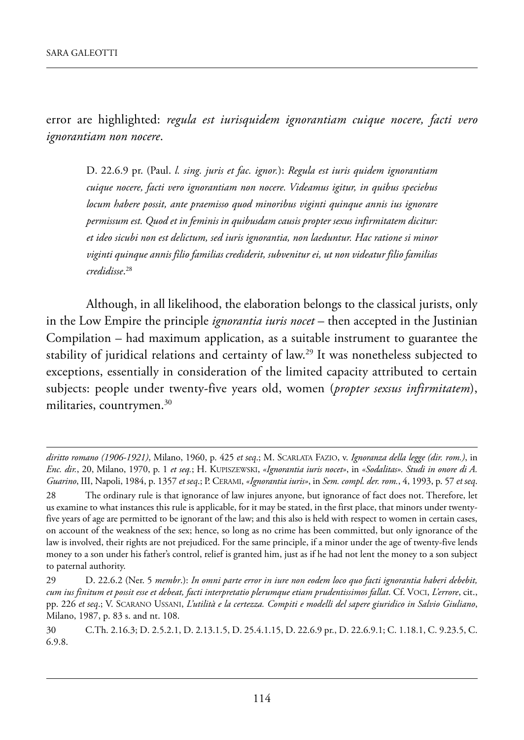error are highlighted: *regula est iurisquidem ignorantiam cuique nocere, facti vero ignorantiam non nocere*.

> D. 22.6.9 pr. (Paul. *l. sing. juris et fac. ignor.*): *Regula est iuris quidem ignorantiam cuique nocere, facti vero ignorantiam non nocere. Videamus igitur, in quibus speciebus locum habere possit, ante praemisso quod minoribus viginti quinque annis ius ignorare permissum est. Quod et in feminis in quibusdam causis propter sexus infirmitatem dicitur: et ideo sicubi non est delictum, sed iuris ignorantia, non laeduntur. Hac ratione si minor viginti quinque annis filio familias crediderit, subvenitur ei, ut non videatur filio familias credidisse*.[28]

Although, in all likelihood, the elaboration belongs to the classical jurists, only in the Low Empire the principle *ignorantia iuris nocet* – then accepted in the Justinian Compilation – had maximum application, as a suitable instrument to guarantee the stability of juridical relations and certainty of law.[29] It was nonetheless subjected to exceptions, essentially in consideration of the limited capacity attributed to certain subjects: people under twenty-five years old, women (*propter sexsus infirmitatem*), militaries, countrymen.[30]

---

*diritto romano (1906-1921)*, Milano, 1960, p. 425 *et seq*.; M. Scarlata Fazio, v. *Ignoranza della legge (dir. rom.)*, in *Enc. dir.*, 20, Milano, 1970, p. 1 *et seq.*; H. Kupiszewski, *«Ignorantia iuris nocet»*, in *«Sodalitas». Studi in onore di A. Guarino*, III, Napoli, 1984, p. 1357 *et seq*.; P. Cerami, *«Ignorantia iuris»*, in *Sem. compl. der. rom.*, 4, 1993, p. 57 *et seq*.

28 The ordinary rule is that ignorance of law injures anyone, but ignorance of fact does not. Therefore, let us examine to what instances this rule is applicable, for it may be stated, in the first place, that minors under twenty-five years of age are permitted to be ignorant of the law; and this also is held with respect to women in certain cases, on account of the weakness of the sex; hence, so long as no crime has been committed, but only ignorance of the law is involved, their rights are not prejudiced. For the same principle, if a minor under the age of twenty-five lends money to a son under his father's control, relief is granted him, just as if he had not lent the money to a son subject to paternal authority.

29 D. 22.6.2 (Ner. 5 *membr.*): *In omni parte error in iure non eodem loco quo facti ignorantia haberi debebit, cum ius finitum et possit esse et debeat, facti interpretatio plerumque etiam prudentissimos fallat*. Cf. Voci, *L'errore*, cit., pp. 226 *et seq*.; V. Scarano Ussani, *L'utilità e la certezza. Compiti e modelli del sapere giuridico in Salvio Giuliano*, Milano, 1987, p. 83 s. and nt. 108.

30 C.Th. 2.16.3; D. 2.5.2.1, D. 2.13.1.5, D. 25.4.1.15, D. 22.6.9 pr., D. 22.6.9.1; C. 1.18.1, C. 9.23.5, C. 6.9.8.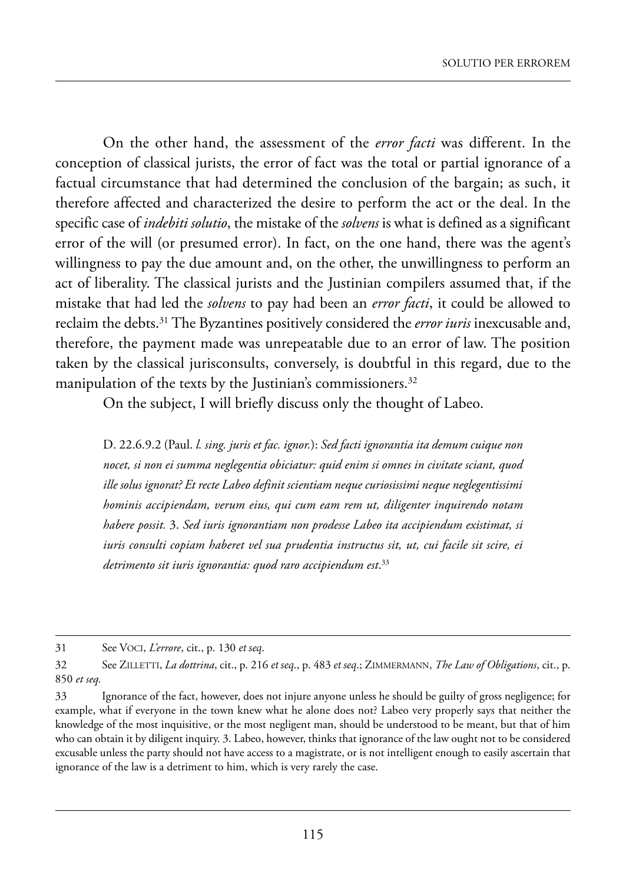On the other hand, the assessment of the *error facti* was different. In the conception of classical jurists, the error of fact was the total or partial ignorance of a factual circumstance that had determined the conclusion of the bargain; as such, it therefore affected and characterized the desire to perform the act or the deal. In the specific case of *indebiti solutio*, the mistake of the *solvens* is what is defined as a significant error of the will (or presumed error). In fact, on the one hand, there was the agent's willingness to pay the due amount and, on the other, the unwillingness to perform an act of liberality. The classical jurists and the Justinian compilers assumed that, if the mistake that had led the *solvens* to pay had been an *error facti*, it could be allowed to reclaim the debts.[31] The Byzantines positively considered the *error iuris* inexcusable and, therefore, the payment made was unrepeatable due to an error of law. The position taken by the classical jurisconsults, conversely, is doubtful in this regard, due to the manipulation of the texts by the Justinian's commissioners.[32]

On the subject, I will briefly discuss only the thought of Labeo.

> D. 22.6.9.2 (Paul. *l. sing. juris et fac. ignor.*): *Sed facti ignorantia ita demum cuique non nocet, si non ei summa neglegentia obiciatur: quid enim si omnes in civitate sciant, quod ille solus ignorat? Et recte Labeo definit scientiam neque curiosissimi neque neglegentissimi hominis accipiendam, verum eius, qui cum eam rem ut, diligenter inquirendo notam habere possit.* 3. *Sed iuris ignorantiam non prodesse Labeo ita accipiendum existimat, si iuris consulti copiam haberet vel sua prudentia instructus sit, ut, cui facile sit scire, ei detrimento sit iuris ignorantia: quod raro accipiendum est*.[33]

---

31 See VOCI, *L'errore*, cit., p. 130 *et seq*.

32 See ZILLETTI, *La dottrina*, cit., p. 216 *et seq*., p. 483 *et seq*.; ZIMMERMANN, *The Law of Obligations*, cit., p. 850 *et seq.*

33 Ignorance of the fact, however, does not injure anyone unless he should be guilty of gross negligence; for example, what if everyone in the town knew what he alone does not? Labeo very properly says that neither the knowledge of the most inquisitive, or the most negligent man, should be understood to be meant, but that of him who can obtain it by diligent inquiry. 3. Labeo, however, thinks that ignorance of the law ought not to be considered excusable unless the party should not have access to a magistrate, or is not intelligent enough to easily ascertain that ignorance of the law is a detriment to him, which is very rarely the case.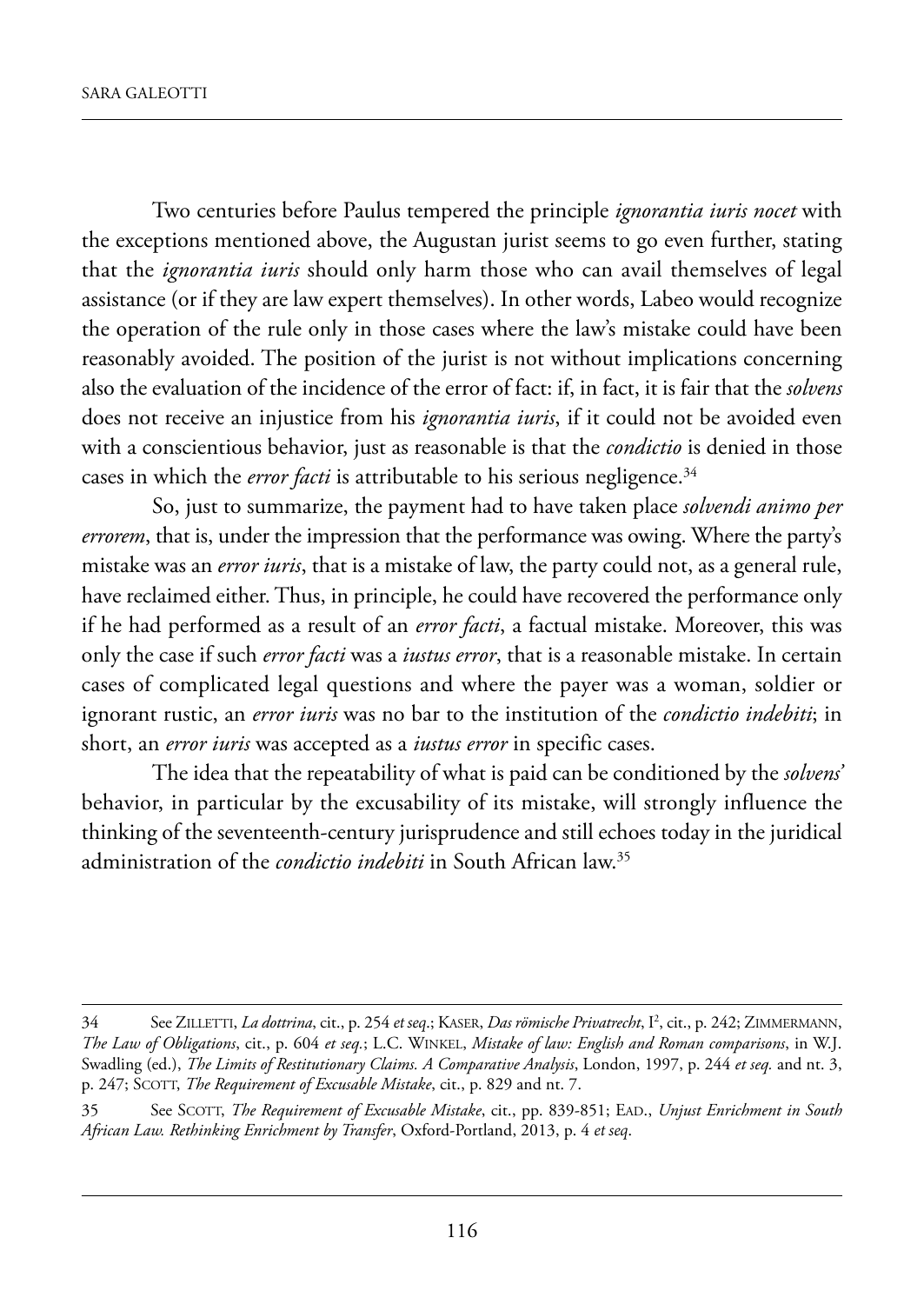Two centuries before Paulus tempered the principle *ignorantia iuris nocet* with the exceptions mentioned above, the Augustan jurist seems to go even further, stating that the *ignorantia iuris* should only harm those who can avail themselves of legal assistance (or if they are law expert themselves). In other words, Labeo would recognize the operation of the rule only in those cases where the law's mistake could have been reasonably avoided. The position of the jurist is not without implications concerning also the evaluation of the incidence of the error of fact: if, in fact, it is fair that the *solvens* does not receive an injustice from his *ignorantia iuris*, if it could not be avoided even with a conscientious behavior, just as reasonable is that the *condictio* is denied in those cases in which the *error facti* is attributable to his serious negligence.[34]

So, just to summarize, the payment had to have taken place *solvendi animo per errorem*, that is, under the impression that the performance was owing. Where the party's mistake was an *error iuris*, that is a mistake of law, the party could not, as a general rule, have reclaimed either. Thus, in principle, he could have recovered the performance only if he had performed as a result of an *error facti*, a factual mistake. Moreover, this was only the case if such *error facti* was a *iustus error*, that is a reasonable mistake. In certain cases of complicated legal questions and where the payer was a woman, soldier or ignorant rustic, an *error iuris* was no bar to the institution of the *condictio indebiti*; in short, an *error iuris* was accepted as a *iustus error* in specific cases.

The idea that the repeatability of what is paid can be conditioned by the *solvens'* behavior, in particular by the excusability of its mistake, will strongly influence the thinking of the seventeenth-century jurisprudence and still echoes today in the juridical administration of the *condictio indebiti* in South African law.[35]

---

34 See ZILLETTI, *La dottrina*, cit., p. 254 *et seq*.; KASER, *Das römische Privatrecht*, I², cit., p. 242; ZIMMERMANN, *The Law of Obligations*, cit., p. 604 *et seq.*; L.C. WINKEL, *Mistake of law: English and Roman comparisons*, in W.J. Swadling (ed.), *The Limits of Restitutionary Claims. A Comparative Analysis*, London, 1997, p. 244 *et seq.* and nt. 3, p. 247; SCOTT, *The Requirement of Excusable Mistake*, cit., p. 829 and nt. 7.

35 See SCOTT, *The Requirement of Excusable Mistake*, cit., pp. 839-851; EAD., *Unjust Enrichment in South African Law. Rethinking Enrichment by Transfer*, Oxford-Portland, 2013, p. 4 *et seq.*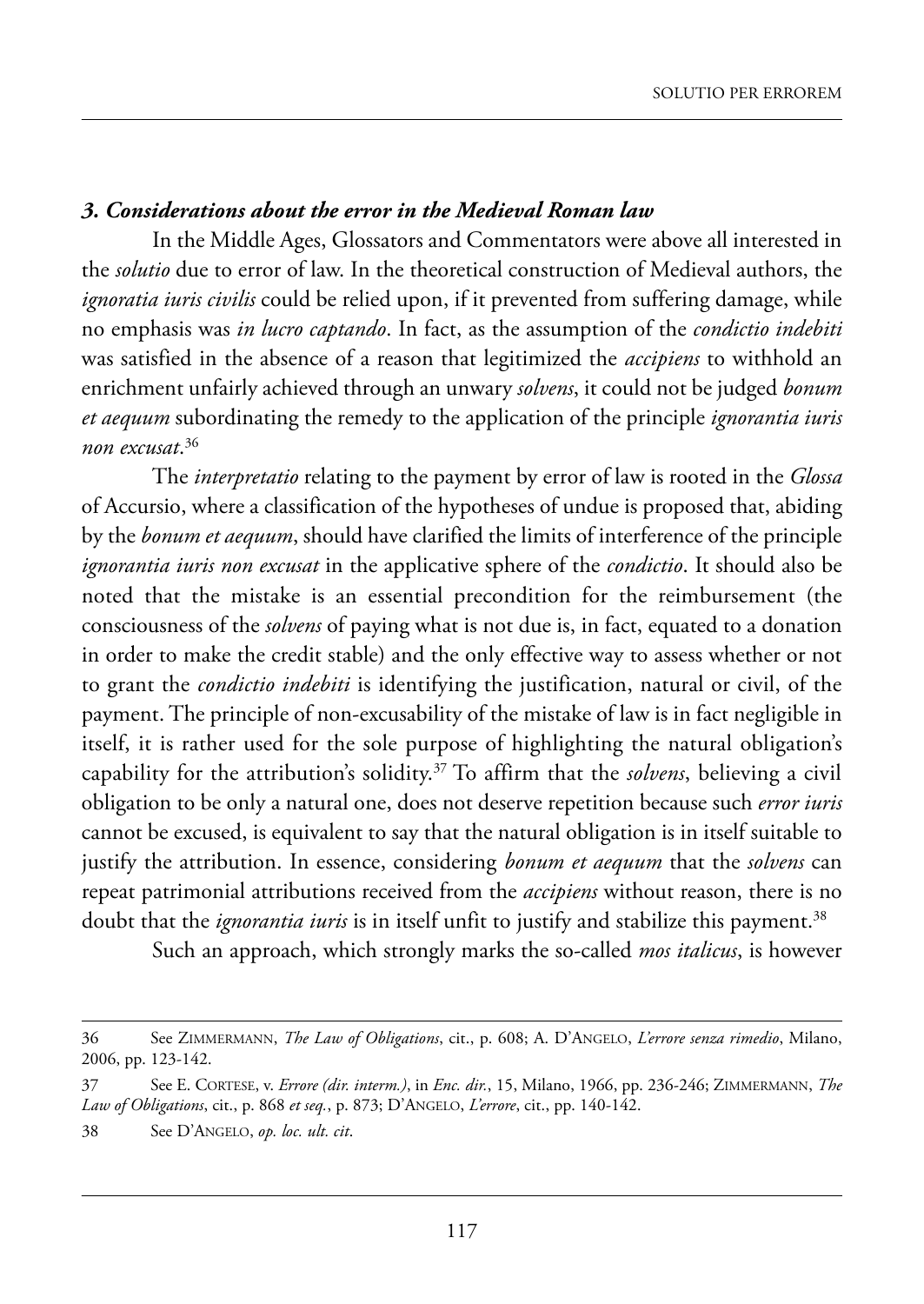### *3. Considerations about the error in the Medieval Roman law*

In the Middle Ages, Glossators and Commentators were above all interested in the *solutio* due to error of law. In the theoretical construction of Medieval authors, the *ignoratia iuris civilis* could be relied upon, if it prevented from suffering damage, while no emphasis was *in lucro captando*. In fact, as the assumption of the *condictio indebiti* was satisfied in the absence of a reason that legitimized the *accipiens* to withhold an enrichment unfairly achieved through an unwary *solvens*, it could not be judged *bonum et aequum* subordinating the remedy to the application of the principle *ignorantia iuris non excusat*.[36]

The *interpretatio* relating to the payment by error of law is rooted in the *Glossa* of Accursio, where a classification of the hypotheses of undue is proposed that, abiding by the *bonum et aequum*, should have clarified the limits of interference of the principle *ignorantia iuris non excusat* in the applicative sphere of the *condictio*. It should also be noted that the mistake is an essential precondition for the reimbursement (the consciousness of the *solvens* of paying what is not due is, in fact, equated to a donation in order to make the credit stable) and the only effective way to assess whether or not to grant the *condictio indebiti* is identifying the justification, natural or civil, of the payment. The principle of non-excusability of the mistake of law is in fact negligible in itself, it is rather used for the sole purpose of highlighting the natural obligation's capability for the attribution's solidity.[37] To affirm that the *solvens*, believing a civil obligation to be only a natural one, does not deserve repetition because such *error iuris* cannot be excused, is equivalent to say that the natural obligation is in itself suitable to justify the attribution. In essence, considering *bonum et aequum* that the *solvens* can repeat patrimonial attributions received from the *accipiens* without reason, there is no doubt that the *ignorantia iuris* is in itself unfit to justify and stabilize this payment.[38]

Such an approach, which strongly marks the so-called *mos italicus*, is however

---

36 See ZIMMERMANN, *The Law of Obligations*, cit., p. 608; A. D'ANGELO, *L'errore senza rimedio*, Milano, 2006, pp. 123-142.

37 See E. CORTESE, v. *Errore (dir. interm.)*, in *Enc. dir.*, 15, Milano, 1966, pp. 236-246; ZIMMERMANN, *The Law of Obligations*, cit., p. 868 *et seq.*, p. 873; D'ANGELO, *L'errore*, cit., pp. 140-142.

38 See D'ANGELO, *op. loc. ult. cit*.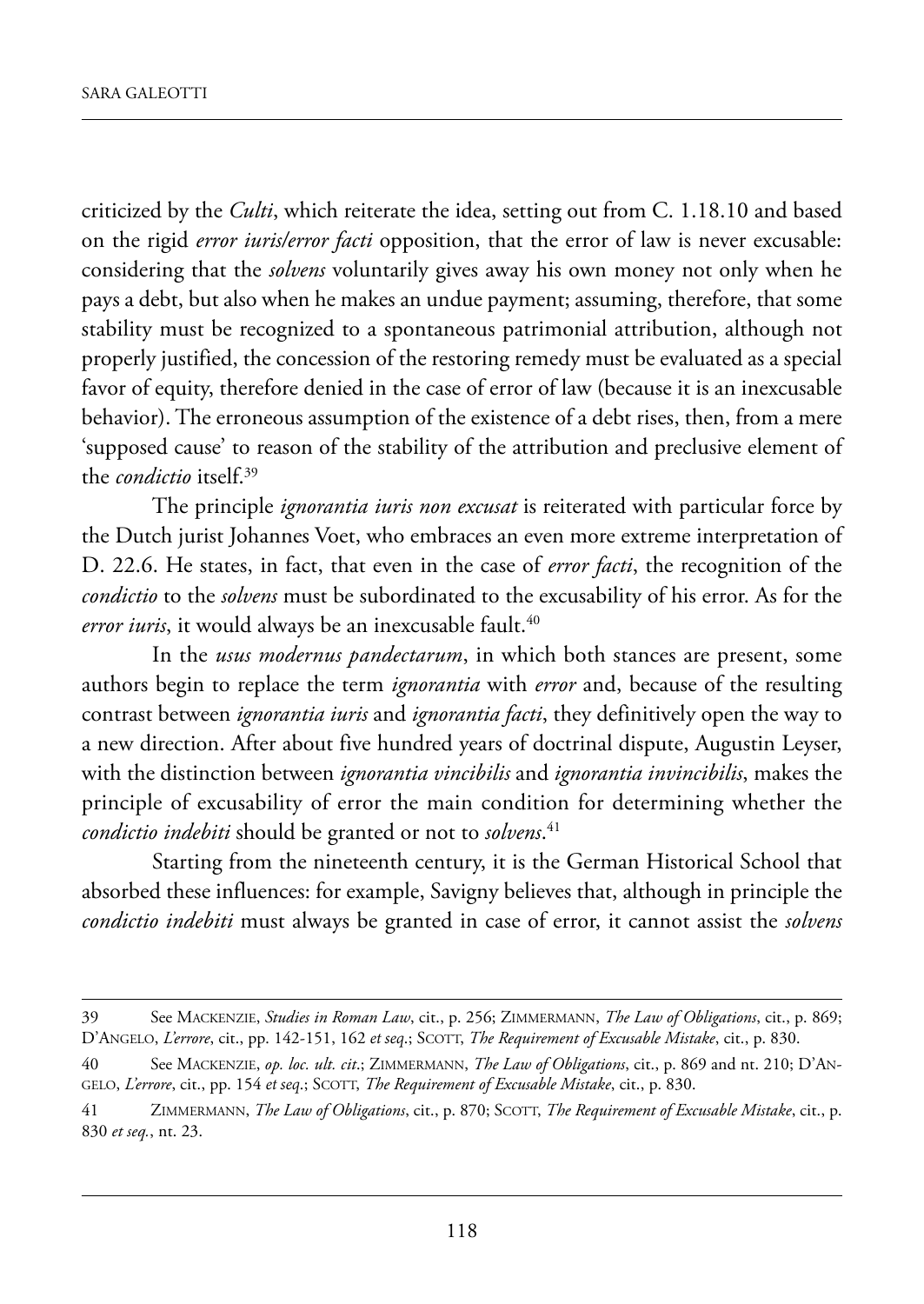criticized by the *Culti*, which reiterate the idea, setting out from C. 1.18.10 and based on the rigid *error iuris/error facti* opposition, that the error of law is never excusable: considering that the *solvens* voluntarily gives away his own money not only when he pays a debt, but also when he makes an undue payment; assuming, therefore, that some stability must be recognized to a spontaneous patrimonial attribution, although not properly justified, the concession of the restoring remedy must be evaluated as a special favor of equity, therefore denied in the case of error of law (because it is an inexcusable behavior). The erroneous assumption of the existence of a debt rises, then, from a mere 'supposed cause' to reason of the stability of the attribution and preclusive element of the *condictio* itself.[39]

The principle *ignorantia iuris non excusat* is reiterated with particular force by the Dutch jurist Johannes Voet, who embraces an even more extreme interpretation of D. 22.6. He states, in fact, that even in the case of *error facti*, the recognition of the *condictio* to the *solvens* must be subordinated to the excusability of his error. As for the *error iuris*, it would always be an inexcusable fault.[40]

In the *usus modernus pandectarum*, in which both stances are present, some authors begin to replace the term *ignorantia* with *error* and, because of the resulting contrast between *ignorantia iuris* and *ignorantia facti*, they definitively open the way to a new direction. After about five hundred years of doctrinal dispute, Augustin Leyser, with the distinction between *ignorantia vincibilis* and *ignorantia invincibilis*, makes the principle of excusability of error the main condition for determining whether the *condictio indebiti* should be granted or not to *solvens*.[41]

Starting from the nineteenth century, it is the German Historical School that absorbed these influences: for example, Savigny believes that, although in principle the *condictio indebiti* must always be granted in case of error, it cannot assist the *solvens*

---

39 See Mackenzie, *Studies in Roman Law*, cit., p. 256; Zimmermann, *The Law of Obligations*, cit., p. 869; D'Angelo, *L'errore*, cit., pp. 142-151, 162 *et seq*.; Scott, *The Requirement of Excusable Mistake*, cit., p. 830.

40 See Mackenzie, *op. loc. ult. cit*.; Zimmermann, *The Law of Obligations*, cit., p. 869 and nt. 210; D'Angelo, *L'errore*, cit., pp. 154 *et seq*.; Scott, *The Requirement of Excusable Mistake*, cit., p. 830.

41 Zimmermann, *The Law of Obligations*, cit., p. 870; Scott, *The Requirement of Excusable Mistake*, cit., p. 830 *et seq.*, nt. 23.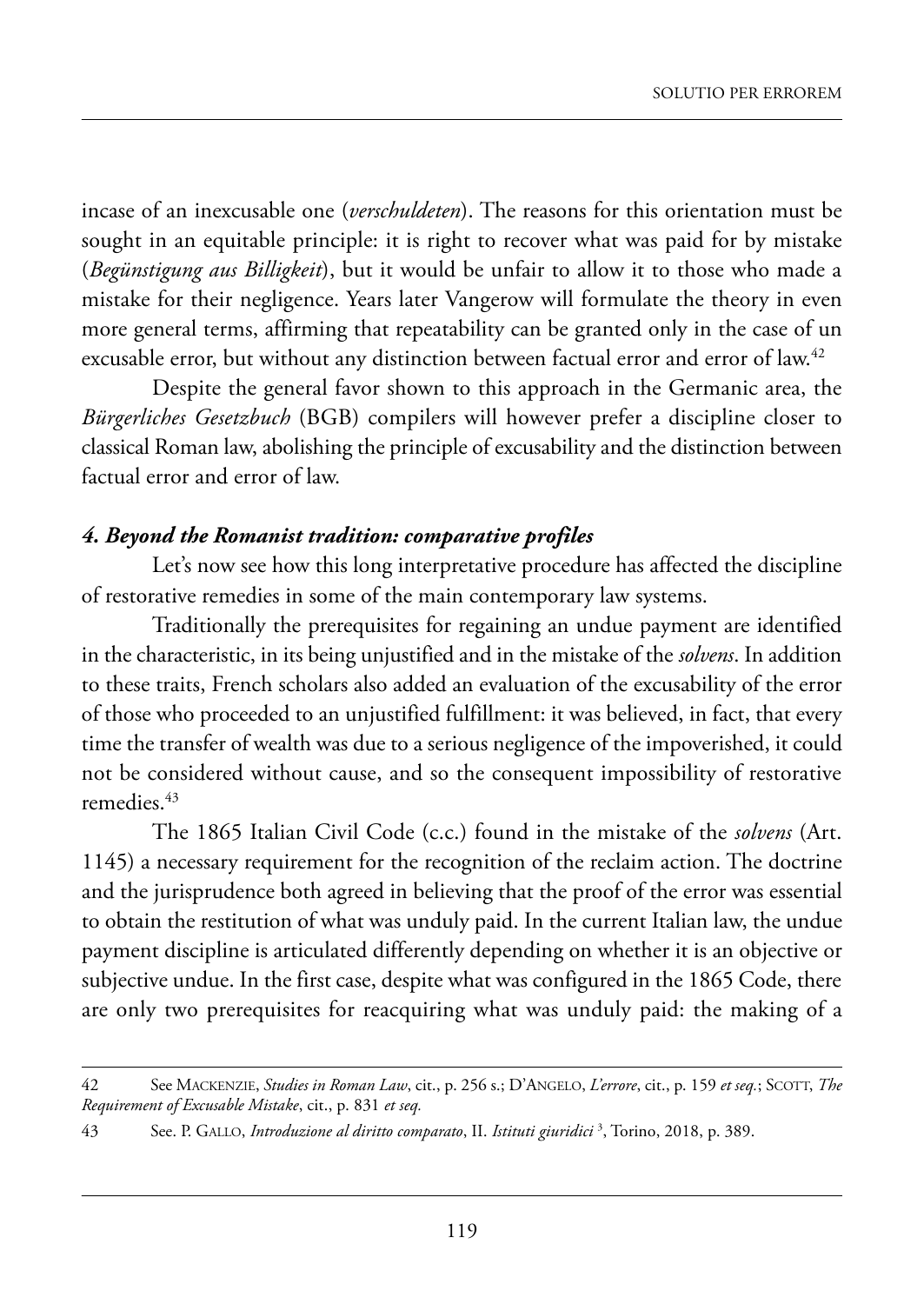incase of an inexcusable one (*verschuldeten*). The reasons for this orientation must be sought in an equitable principle: it is right to recover what was paid for by mistake (*Begünstigung aus Billigkeit*), but it would be unfair to allow it to those who made a mistake for their negligence. Years later Vangerow will formulate the theory in even more general terms, affirming that repeatability can be granted only in the case of un excusable error, but without any distinction between factual error and error of law.[42]

Despite the general favor shown to this approach in the Germanic area, the *Bürgerliches Gesetzbuch* (BGB) compilers will however prefer a discipline closer to classical Roman law, abolishing the principle of excusability and the distinction between factual error and error of law.

### *4. Beyond the Romanist tradition: comparative profiles*

Let's now see how this long interpretative procedure has affected the discipline of restorative remedies in some of the main contemporary law systems.

Traditionally the prerequisites for regaining an undue payment are identified in the characteristic, in its being unjustified and in the mistake of the *solvens*. In addition to these traits, French scholars also added an evaluation of the excusability of the error of those who proceeded to an unjustified fulfillment: it was believed, in fact, that every time the transfer of wealth was due to a serious negligence of the impoverished, it could not be considered without cause, and so the consequent impossibility of restorative remedies.[43]

The 1865 Italian Civil Code (c.c.) found in the mistake of the *solvens* (Art. 1145) a necessary requirement for the recognition of the reclaim action. The doctrine and the jurisprudence both agreed in believing that the proof of the error was essential to obtain the restitution of what was unduly paid. In the current Italian law, the undue payment discipline is articulated differently depending on whether it is an objective or subjective undue. In the first case, despite what was configured in the 1865 Code, there are only two prerequisites for reacquiring what was unduly paid: the making of a

---

42 See MACKENZIE, *Studies in Roman Law*, cit., p. 256 s.; D'ANGELO, *L'errore*, cit., p. 159 *et seq.*; SCOTT, *The Requirement of Excusable Mistake*, cit., p. 831 *et seq.*

43 See. P. GALLO, *Introduzione al diritto comparato*, II. *Istituti giuridici* 3, Torino, 2018, p. 389.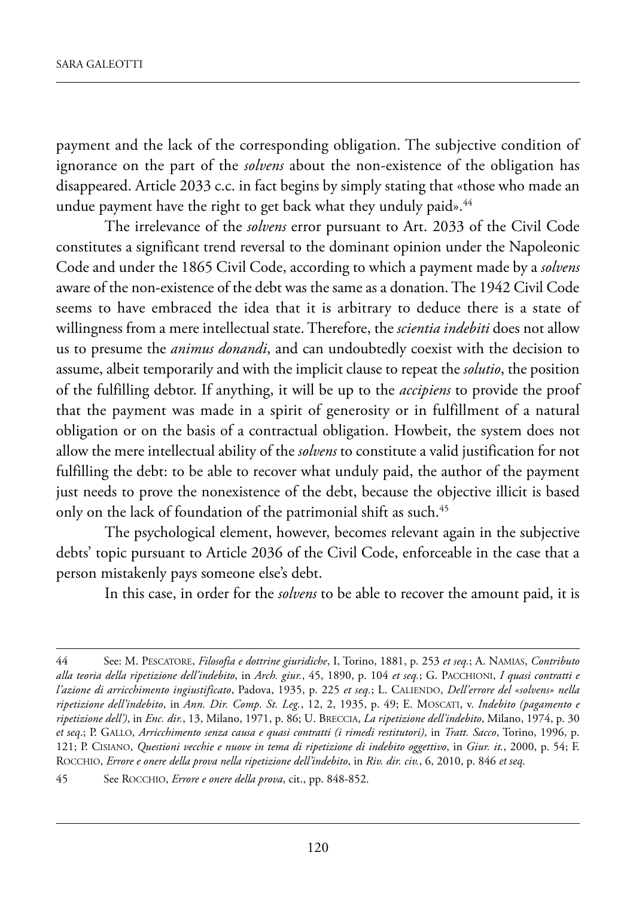payment and the lack of the corresponding obligation. The subjective condition of ignorance on the part of the *solvens* about the non-existence of the obligation has disappeared. Article 2033 c.c. in fact begins by simply stating that «those who made an undue payment have the right to get back what they unduly paid».[44]

The irrelevance of the *solvens* error pursuant to Art. 2033 of the Civil Code constitutes a significant trend reversal to the dominant opinion under the Napoleonic Code and under the 1865 Civil Code, according to which a payment made by a *solvens* aware of the non-existence of the debt was the same as a donation. The 1942 Civil Code seems to have embraced the idea that it is arbitrary to deduce there is a state of willingness from a mere intellectual state. Therefore, the *scientia indebiti* does not allow us to presume the *animus donandi*, and can undoubtedly coexist with the decision to assume, albeit temporarily and with the implicit clause to repeat the *solutio*, the position of the fulfilling debtor. If anything, it will be up to the *accipiens* to provide the proof that the payment was made in a spirit of generosity or in fulfillment of a natural obligation or on the basis of a contractual obligation. Howbeit, the system does not allow the mere intellectual ability of the *solvens* to constitute a valid justification for not fulfilling the debt: to be able to recover what unduly paid, the author of the payment just needs to prove the nonexistence of the debt, because the objective illicit is based only on the lack of foundation of the patrimonial shift as such.[45]

The psychological element, however, becomes relevant again in the subjective debts' topic pursuant to Article 2036 of the Civil Code, enforceable in the case that a person mistakenly pays someone else's debt.

In this case, in order for the *solvens* to be able to recover the amount paid, it is

---

44 See: M. Pescatore, *Filosofia e dottrine giuridiche*, I, Torino, 1881, p. 253 *et seq.*; A. Namias, *Contributo alla teoria della ripetizione dell'indebito*, in *Arch. giur.*, 45, 1890, p. 104 *et seq.*; G. Pacchioni, *I quasi contratti e l'azione di arricchimento ingiustificato*, Padova, 1935, p. 225 *et seq.*; L. Caliendo, *Dell'errore del «solvens» nella ripetizione dell'indebito*, in *Ann. Dir. Comp. St. Leg.*, 12, 2, 1935, p. 49; E. Moscati, v. *Indebito (pagamento e ripetizione dell')*, in *Enc. dir.*, 13, Milano, 1971, p. 86; U. Breccia, *La ripetizione dell'indebito*, Milano, 1974, p. 30 *et seq.*; P. Gallo, *Arricchimento senza causa e quasi contratti (i rimedi restitutori)*, in *Tratt. Sacco*, Torino, 1996, p. 121; P. Cisiano, *Questioni vecchie e nuove in tema di ripetizione di indebito oggettivo*, in *Giur. it.*, 2000, p. 54; F. Rocchio, *Errore e onere della prova nella ripetizione dell'indebito*, in *Riv. dir. civ.*, 6, 2010, p. 846 *et seq.*

45 See Rocchio, *Errore e onere della prova*, cit., pp. 848-852.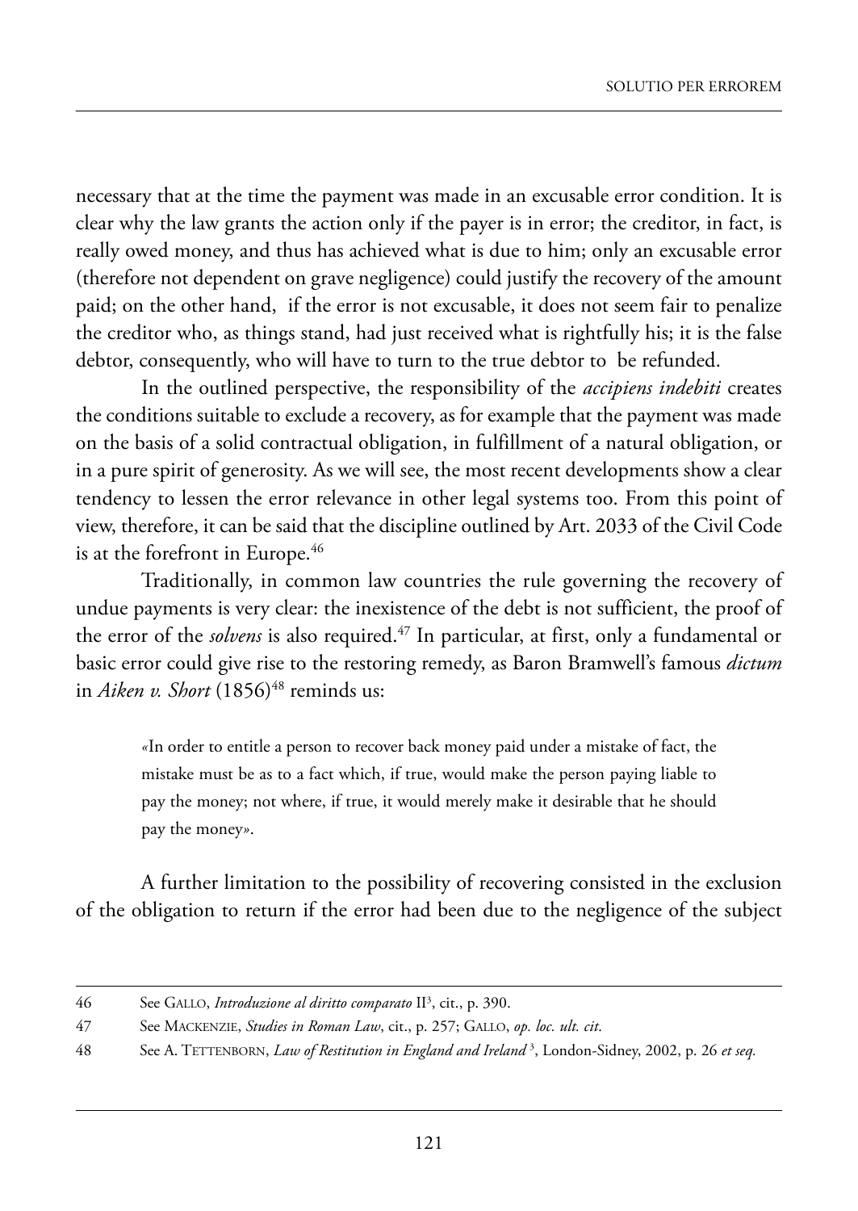necessary that at the time the payment was made in an excusable error condition. It is clear why the law grants the action only if the payer is in error; the creditor, in fact, is really owed money, and thus has achieved what is due to him; only an excusable error (therefore not dependent on grave negligence) could justify the recovery of the amount paid; on the other hand, if the error is not excusable, it does not seem fair to penalize the creditor who, as things stand, had just received what is rightfully his; it is the false debtor, consequently, who will have to turn to the true debtor to be refunded.

In the outlined perspective, the responsibility of the *accipiens indebiti* creates the conditions suitable to exclude a recovery, as for example that the payment was made on the basis of a solid contractual obligation, in fulfillment of a natural obligation, or in a pure spirit of generosity. As we will see, the most recent developments show a clear tendency to lessen the error relevance in other legal systems too. From this point of view, therefore, it can be said that the discipline outlined by Art. 2033 of the Civil Code is at the forefront in Europe.[46]

Traditionally, in common law countries the rule governing the recovery of undue payments is very clear: the inexistence of the debt is not sufficient, the proof of the error of the *solvens* is also required.[47] In particular, at first, only a fundamental or basic error could give rise to the restoring remedy, as Baron Bramwell's famous *dictum* in *Aiken v. Short* (1856)[48] reminds us:

> «In order to entitle a person to recover back money paid under a mistake of fact, the mistake must be as to a fact which, if true, would make the person paying liable to pay the money; not where, if true, it would merely make it desirable that he should pay the money».

A further limitation to the possibility of recovering consisted in the exclusion of the obligation to return if the error had been due to the negligence of the subject

---

46 See Gallo, *Introduzione al diritto comparato* II[3], cit., p. 390.

47 See Mackenzie, *Studies in Roman Law*, cit., p. 257; Gallo, *op. loc. ult. cit.*

48 See A. Tettenborn, *Law of Restitution in England and Ireland*[3], London-Sidney, 2002, p. 26 *et seq.*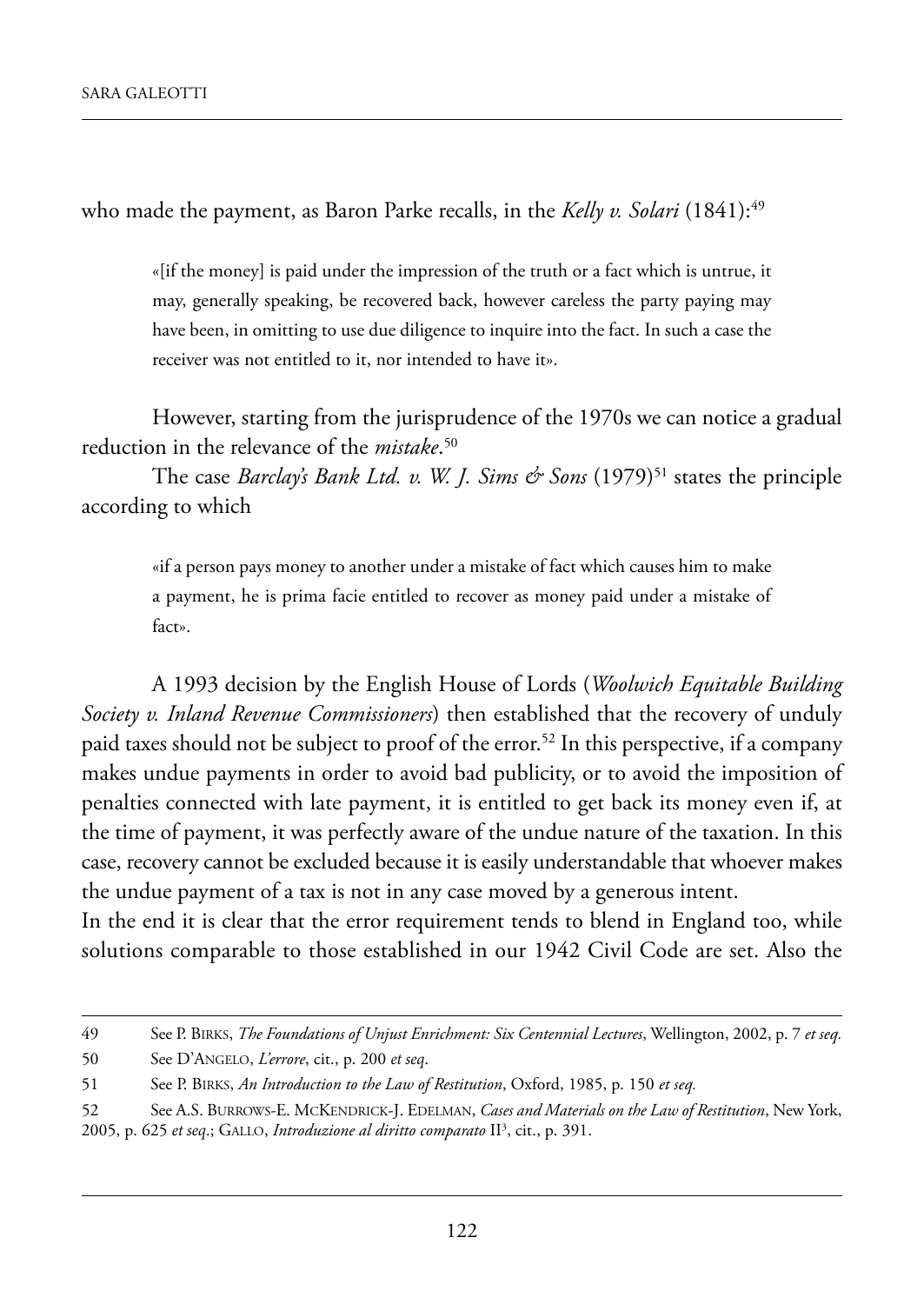who made the payment, as Baron Parke recalls, in the *Kelly v. Solari* (1841):[49]

> «[if the money] is paid under the impression of the truth or a fact which is untrue, it may, generally speaking, be recovered back, however careless the party paying may have been, in omitting to use due diligence to inquire into the fact. In such a case the receiver was not entitled to it, nor intended to have it».

However, starting from the jurisprudence of the 1970s we can notice a gradual reduction in the relevance of the *mistake*.[50]

The case *Barclay's Bank Ltd. v. W. J. Sims & Sons* (1979)[51] states the principle according to which

> «if a person pays money to another under a mistake of fact which causes him to make a payment, he is prima facie entitled to recover as money paid under a mistake of fact».

A 1993 decision by the English House of Lords (*Woolwich Equitable Building Society v. Inland Revenue Commissioners*) then established that the recovery of unduly paid taxes should not be subject to proof of the error.[52] In this perspective, if a company makes undue payments in order to avoid bad publicity, or to avoid the imposition of penalties connected with late payment, it is entitled to get back its money even if, at the time of payment, it was perfectly aware of the undue nature of the taxation. In this case, recovery cannot be excluded because it is easily understandable that whoever makes the undue payment of a tax is not in any case moved by a generous intent.

In the end it is clear that the error requirement tends to blend in England too, while solutions comparable to those established in our 1942 Civil Code are set. Also the

---

49 See P. Birks, *The Foundations of Unjust Enrichment: Six Centennial Lectures*, Wellington, 2002, p. 7 *et seq.*

50 See D'Angelo, *L'errore*, cit., p. 200 *et seq*.

51 See P. Birks, *An Introduction to the Law of Restitution*, Oxford, 1985, p. 150 *et seq.*

52 See A.S. Burrows-E. McKendrick-J. Edelman, *Cases and Materials on the Law of Restitution*, New York, 2005, p. 625 *et seq*.; Gallo, *Introduzione al diritto comparato* II$^3$, cit., p. 391.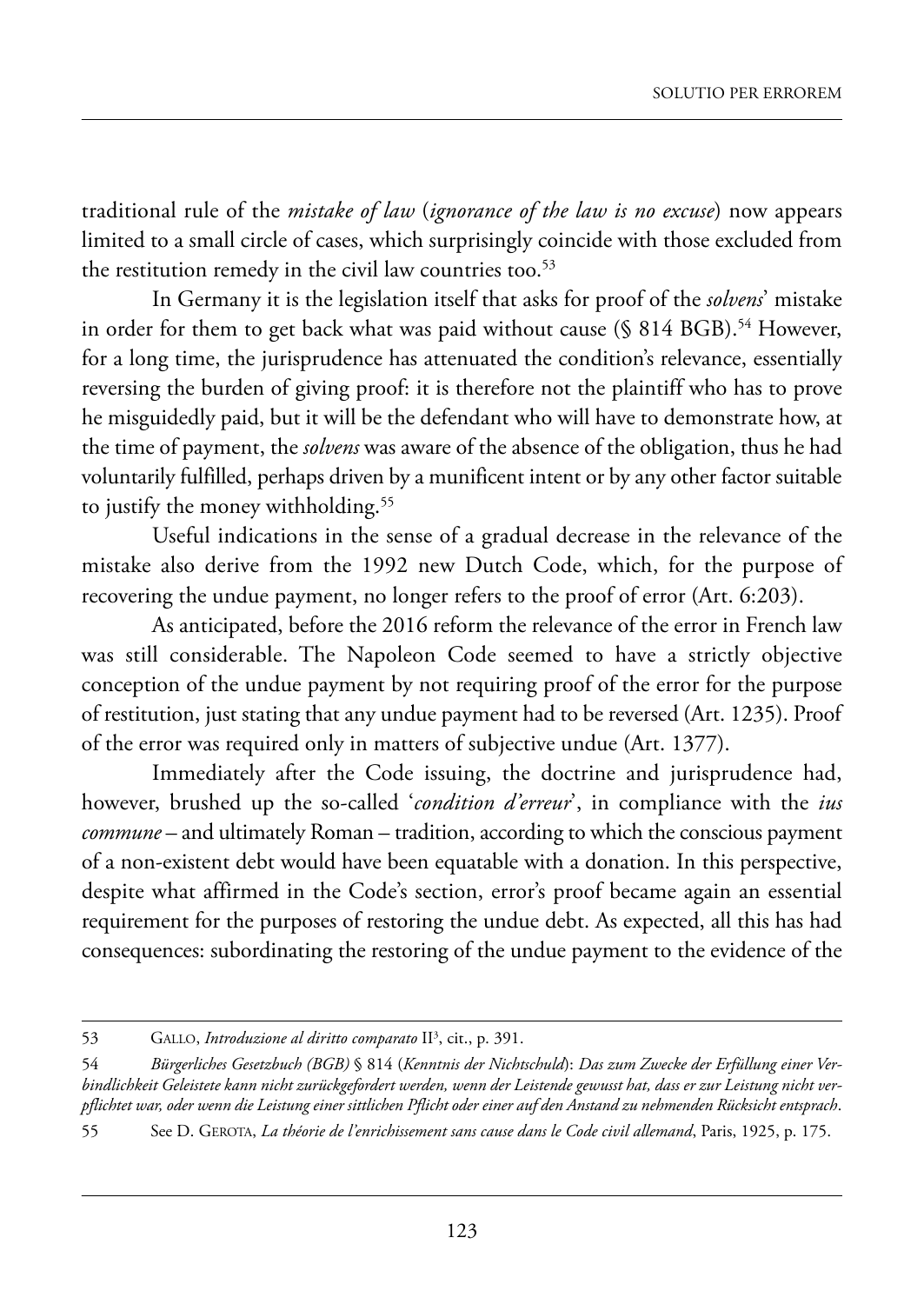traditional rule of the *mistake of law* (*ignorance of the law is no excuse*) now appears limited to a small circle of cases, which surprisingly coincide with those excluded from the restitution remedy in the civil law countries too.[53]

In Germany it is the legislation itself that asks for proof of the *solvens*' mistake in order for them to get back what was paid without cause (§ 814 BGB).[54] However, for a long time, the jurisprudence has attenuated the condition's relevance, essentially reversing the burden of giving proof: it is therefore not the plaintiff who has to prove he misguidedly paid, but it will be the defendant who will have to demonstrate how, at the time of payment, the *solvens* was aware of the absence of the obligation, thus he had voluntarily fulfilled, perhaps driven by a munificent intent or by any other factor suitable to justify the money withholding.[55]

Useful indications in the sense of a gradual decrease in the relevance of the mistake also derive from the 1992 new Dutch Code, which, for the purpose of recovering the undue payment, no longer refers to the proof of error (Art. 6:203).

As anticipated, before the 2016 reform the relevance of the error in French law was still considerable. The Napoleon Code seemed to have a strictly objective conception of the undue payment by not requiring proof of the error for the purpose of restitution, just stating that any undue payment had to be reversed (Art. 1235). Proof of the error was required only in matters of subjective undue (Art. 1377).

Immediately after the Code issuing, the doctrine and jurisprudence had, however, brushed up the so-called '*condition d'erreur*', in compliance with the *ius commune* – and ultimately Roman – tradition, according to which the conscious payment of a non-existent debt would have been equatable with a donation. In this perspective, despite what affirmed in the Code's section, error's proof became again an essential requirement for the purposes of restoring the undue debt. As expected, all this has had consequences: subordinating the restoring of the undue payment to the evidence of the

---

53 GALLO, *Introduzione al diritto comparato* II[3], cit., p. 391.

54 *Bürgerliches Gesetzbuch (BGB)* § 814 (*Kenntnis der Nichtschuld*): *Das zum Zwecke der Erfüllung einer Verbindlichkeit Geleistete kann nicht zurückgefordert werden, wenn der Leistende gewusst hat, dass er zur Leistung nicht verpflichtet war, oder wenn die Leistung einer sittlichen Pflicht oder einer auf den Anstand zu nehmenden Rücksicht entsprach*.

55 See D. GEROTA, *La théorie de l'enrichissement sans cause dans le Code civil allemand*, Paris, 1925, p. 175.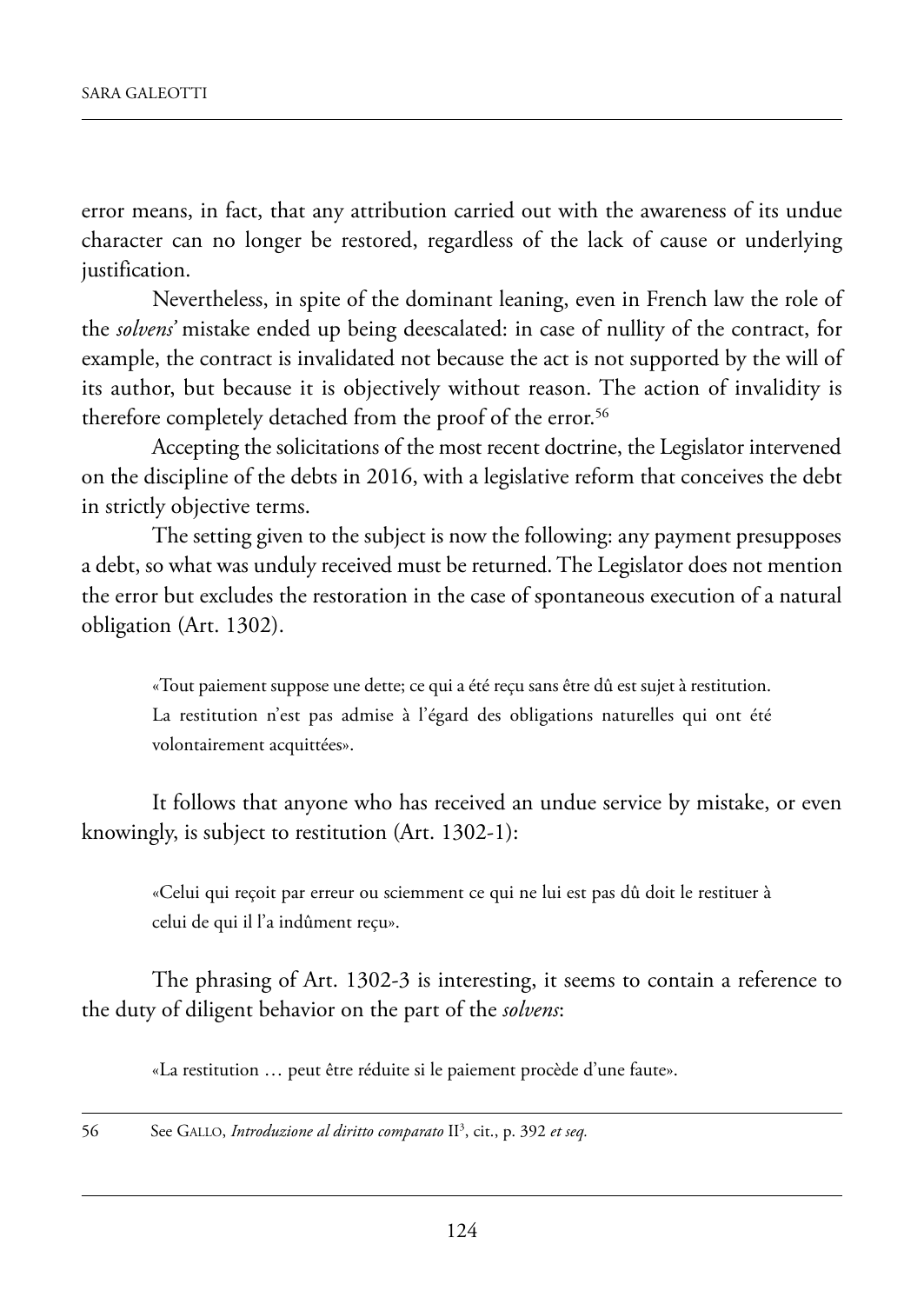error means, in fact, that any attribution carried out with the awareness of its undue character can no longer be restored, regardless of the lack of cause or underlying justification.

Nevertheless, in spite of the dominant leaning, even in French law the role of the *solvens'* mistake ended up being deescalated: in case of nullity of the contract, for example, the contract is invalidated not because the act is not supported by the will of its author, but because it is objectively without reason. The action of invalidity is therefore completely detached from the proof of the error.[56]

Accepting the solicitations of the most recent doctrine, the Legislator intervened on the discipline of the debts in 2016, with a legislative reform that conceives the debt in strictly objective terms.

The setting given to the subject is now the following: any payment presupposes a debt, so what was unduly received must be returned. The Legislator does not mention the error but excludes the restoration in the case of spontaneous execution of a natural obligation (Art. 1302).

> «Tout paiement suppose une dette; ce qui a été reçu sans être dû est sujet à restitution.
> La restitution n'est pas admise à l'égard des obligations naturelles qui ont été volontairement acquittées».

It follows that anyone who has received an undue service by mistake, or even knowingly, is subject to restitution (Art. 1302-1):

> «Celui qui reçoit par erreur ou sciemment ce qui ne lui est pas dû doit le restituer à celui de qui il l'a indûment reçu».

The phrasing of Art. 1302-3 is interesting, it seems to contain a reference to the duty of diligent behavior on the part of the *solvens*:

> «La restitution … peut être réduite si le paiement procède d'une faute».

---

56 See GALLO, *Introduzione al diritto comparato* II[3], cit., p. 392 *et seq.*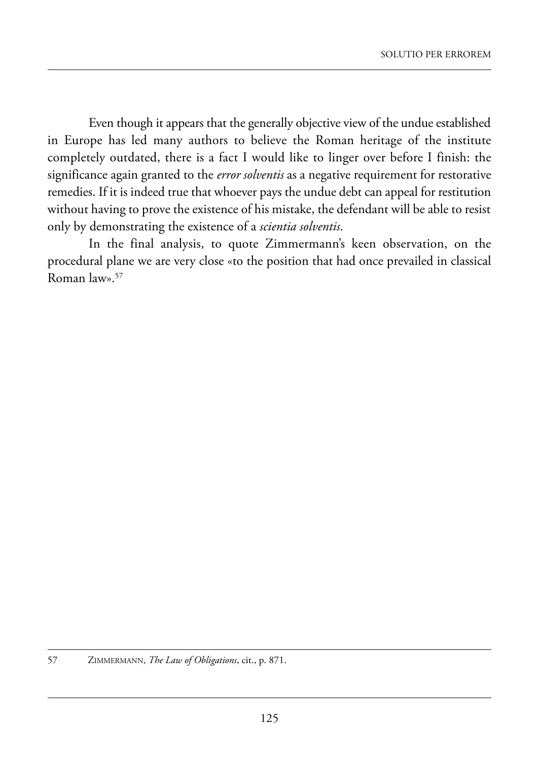Even though it appears that the generally objective view of the undue established in Europe has led many authors to believe the Roman heritage of the institute completely outdated, there is a fact I would like to linger over before I finish: the significance again granted to the *error solventis* as a negative requirement for restorative remedies. If it is indeed true that whoever pays the undue debt can appeal for restitution without having to prove the existence of his mistake, the defendant will be able to resist only by demonstrating the existence of a *scientia solventis*.

In the final analysis, to quote Zimmermann's keen observation, on the procedural plane we are very close «to the position that had once prevailed in classical Roman law».[57]

---

57 ZIMMERMANN, *The Law of Obligations*, cit., p. 871.